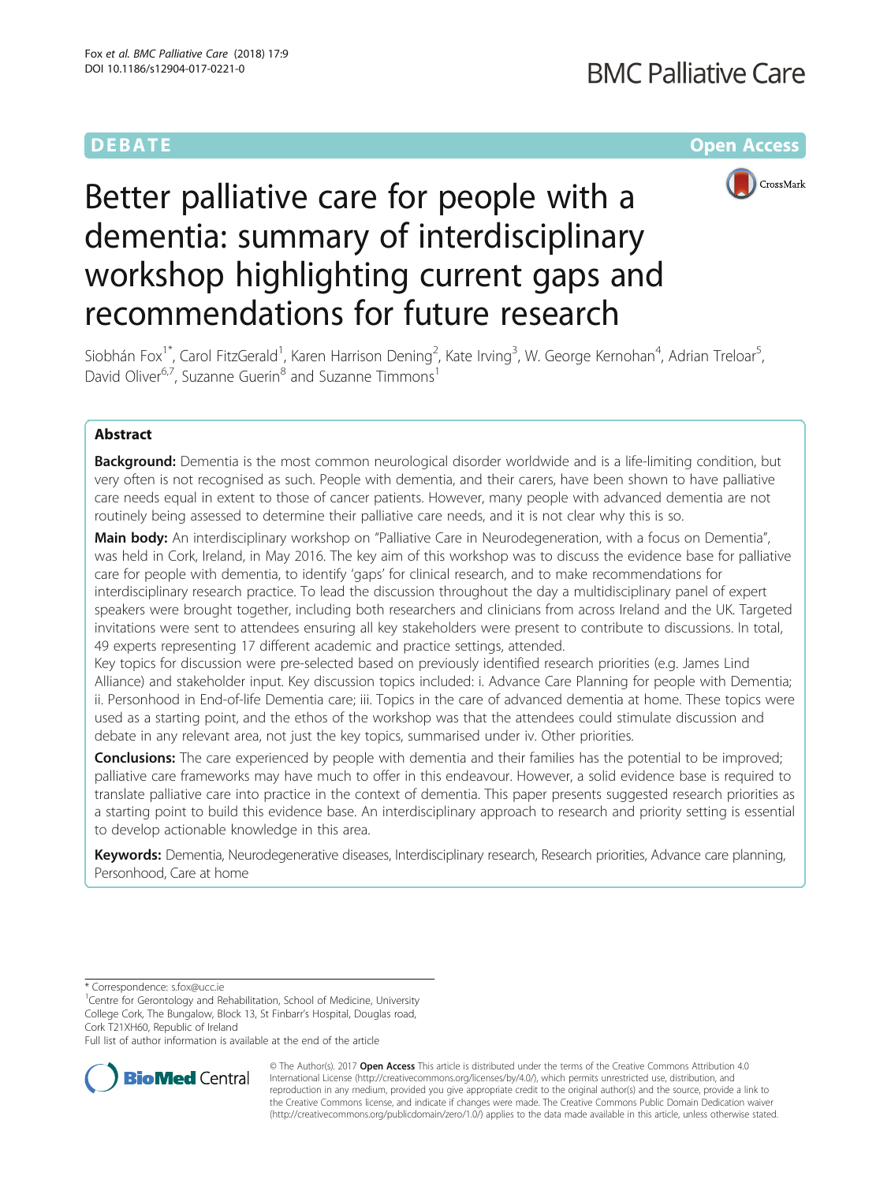DEBATE Open Access

# Better palliative care for people with a dementia: summary of interdisciplinary workshop highlighting current gaps and recommendations for future research

Siobhán Fox[1*], Carol FitzGerald[1], Karen Harrison Dening[2], Kate Irving[3], W. George Kernohan[4], Adrian Treloar[5], David Oliver[6,7], Suzanne Guerin[8] and Suzanne Timmons[1]

## Abstract

**Background:** Dementia is the most common neurological disorder worldwide and is a life-limiting condition, but very often is not recognised as such. People with dementia, and their carers, have been shown to have palliative care needs equal in extent to those of cancer patients. However, many people with advanced dementia are not routinely being assessed to determine their palliative care needs, and it is not clear why this is so.

**Main body:** An interdisciplinary workshop on "Palliative Care in Neurodegeneration, with a focus on Dementia", was held in Cork, Ireland, in May 2016. The key aim of this workshop was to discuss the evidence base for palliative care for people with dementia, to identify 'gaps' for clinical research, and to make recommendations for interdisciplinary research practice. To lead the discussion throughout the day a multidisciplinary panel of expert speakers were brought together, including both researchers and clinicians from across Ireland and the UK. Targeted invitations were sent to attendees ensuring all key stakeholders were present to contribute to discussions. In total, 49 experts representing 17 different academic and practice settings, attended.

Key topics for discussion were pre-selected based on previously identified research priorities (e.g. James Lind Alliance) and stakeholder input. Key discussion topics included: i. Advance Care Planning for people with Dementia; ii. Personhood in End-of-life Dementia care; iii. Topics in the care of advanced dementia at home. These topics were used as a starting point, and the ethos of the workshop was that the attendees could stimulate discussion and debate in any relevant area, not just the key topics, summarised under iv. Other priorities.

**Conclusions:** The care experienced by people with dementia and their families has the potential to be improved; palliative care frameworks may have much to offer in this endeavour. However, a solid evidence base is required to translate palliative care into practice in the context of dementia. This paper presents suggested research priorities as a starting point to build this evidence base. An interdisciplinary approach to research and priority setting is essential to develop actionable knowledge in this area.

**Keywords:** Dementia, Neurodegenerative diseases, Interdisciplinary research, Research priorities, Advance care planning, Personhood, Care at home

\* Correspondence: s.fox@ucc.ie

[1]Centre for Gerontology and Rehabilitation, School of Medicine, University College Cork, The Bungalow, Block 13, St Finbarr's Hospital, Douglas road, Cork T21XH60, Republic of Ireland

Full list of author information is available at the end of the article

© The Author(s). 2017 **Open Access** This article is distributed under the terms of the Creative Commons Attribution 4.0 International License (http://creativecommons.org/licenses/by/4.0/), which permits unrestricted use, distribution, and reproduction in any medium, provided you give appropriate credit to the original author(s) and the source, provide a link to the Creative Commons license, and indicate if changes were made. The Creative Commons Public Domain Dedication waiver (http://creativecommons.org/publicdomain/zero/1.0/) applies to the data made available in this article, unless otherwise stated.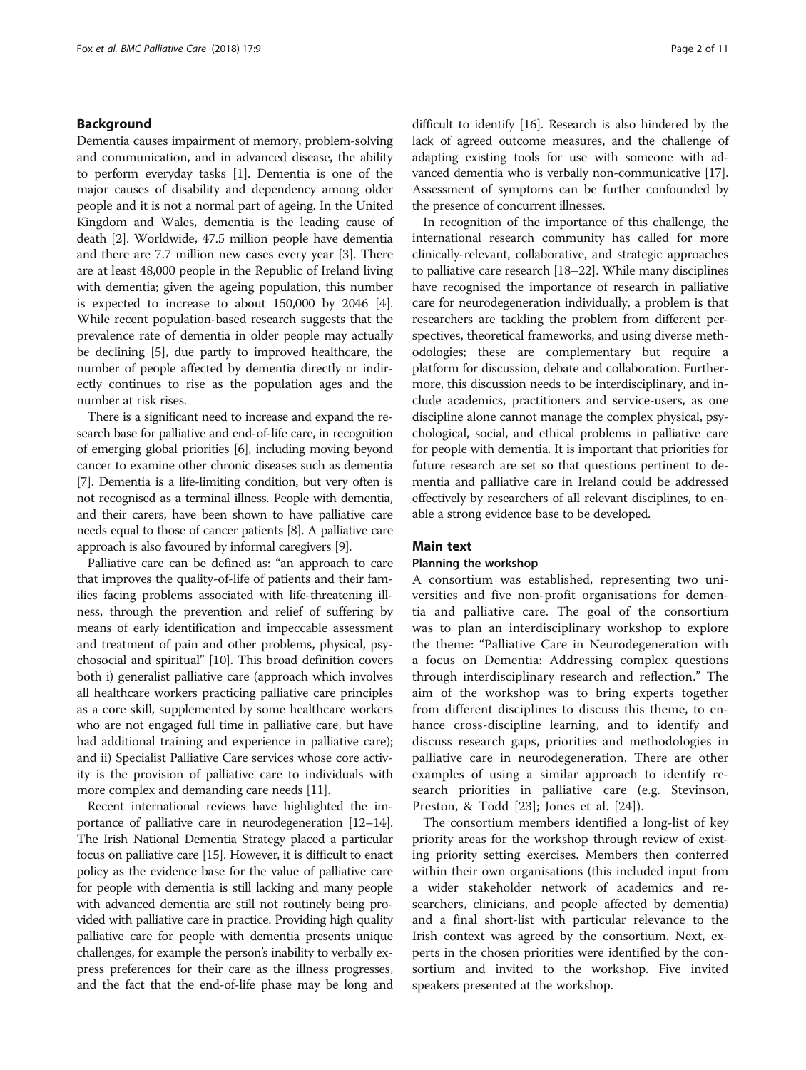## Background

Dementia causes impairment of memory, problem-solving and communication, and in advanced disease, the ability to perform everyday tasks [1]. Dementia is one of the major causes of disability and dependency among older people and it is not a normal part of ageing. In the United Kingdom and Wales, dementia is the leading cause of death [2]. Worldwide, 47.5 million people have dementia and there are 7.7 million new cases every year [3]. There are at least 48,000 people in the Republic of Ireland living with dementia; given the ageing population, this number is expected to increase to about 150,000 by 2046 [4]. While recent population-based research suggests that the prevalence rate of dementia in older people may actually be declining [5], due partly to improved healthcare, the number of people affected by dementia directly or indirectly continues to rise as the population ages and the number at risk rises.

There is a significant need to increase and expand the research base for palliative and end-of-life care, in recognition of emerging global priorities [6], including moving beyond cancer to examine other chronic diseases such as dementia [7]. Dementia is a life-limiting condition, but very often is not recognised as a terminal illness. People with dementia, and their carers, have been shown to have palliative care needs equal to those of cancer patients [8]. A palliative care approach is also favoured by informal caregivers [9].

Palliative care can be defined as: "an approach to care that improves the quality-of-life of patients and their families facing problems associated with life-threatening illness, through the prevention and relief of suffering by means of early identification and impeccable assessment and treatment of pain and other problems, physical, psychosocial and spiritual" [10]. This broad definition covers both i) generalist palliative care (approach which involves all healthcare workers practicing palliative care principles as a core skill, supplemented by some healthcare workers who are not engaged full time in palliative care, but have had additional training and experience in palliative care); and ii) Specialist Palliative Care services whose core activity is the provision of palliative care to individuals with more complex and demanding care needs [11].

Recent international reviews have highlighted the importance of palliative care in neurodegeneration [12–14]. The Irish National Dementia Strategy placed a particular focus on palliative care [15]. However, it is difficult to enact policy as the evidence base for the value of palliative care for people with dementia is still lacking and many people with advanced dementia are still not routinely being provided with palliative care in practice. Providing high quality palliative care for people with dementia presents unique challenges, for example the person's inability to verbally express preferences for their care as the illness progresses, and the fact that the end-of-life phase may be long and difficult to identify [16]. Research is also hindered by the lack of agreed outcome measures, and the challenge of adapting existing tools for use with someone with advanced dementia who is verbally non-communicative [17]. Assessment of symptoms can be further confounded by the presence of concurrent illnesses.

In recognition of the importance of this challenge, the international research community has called for more clinically-relevant, collaborative, and strategic approaches to palliative care research [18–22]. While many disciplines have recognised the importance of research in palliative care for neurodegeneration individually, a problem is that researchers are tackling the problem from different perspectives, theoretical frameworks, and using diverse methodologies; these are complementary but require a platform for discussion, debate and collaboration. Furthermore, this discussion needs to be interdisciplinary, and include academics, practitioners and service-users, as one discipline alone cannot manage the complex physical, psychological, social, and ethical problems in palliative care for people with dementia. It is important that priorities for future research are set so that questions pertinent to dementia and palliative care in Ireland could be addressed effectively by researchers of all relevant disciplines, to enable a strong evidence base to be developed.

## Main text

### Planning the workshop

A consortium was established, representing two universities and five non-profit organisations for dementia and palliative care. The goal of the consortium was to plan an interdisciplinary workshop to explore the theme: "Palliative Care in Neurodegeneration with a focus on Dementia: Addressing complex questions through interdisciplinary research and reflection." The aim of the workshop was to bring experts together from different disciplines to discuss this theme, to enhance cross-discipline learning, and to identify and discuss research gaps, priorities and methodologies in palliative care in neurodegeneration. There are other examples of using a similar approach to identify research priorities in palliative care (e.g. Stevinson, Preston, & Todd [23]; Jones et al. [24]).

The consortium members identified a long-list of key priority areas for the workshop through review of existing priority setting exercises. Members then conferred within their own organisations (this included input from a wider stakeholder network of academics and researchers, clinicians, and people affected by dementia) and a final short-list with particular relevance to the Irish context was agreed by the consortium. Next, experts in the chosen priorities were identified by the consortium and invited to the workshop. Five invited speakers presented at the workshop.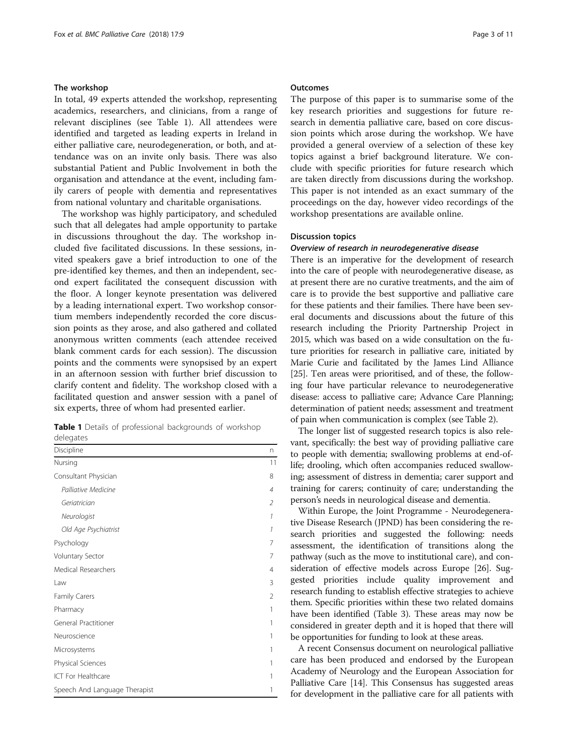### The workshop

In total, 49 experts attended the workshop, representing academics, researchers, and clinicians, from a range of relevant disciplines (see Table 1). All attendees were identified and targeted as leading experts in Ireland in either palliative care, neurodegeneration, or both, and attendance was on an invite only basis. There was also substantial Patient and Public Involvement in both the organisation and attendance at the event, including family carers of people with dementia and representatives from national voluntary and charitable organisations.

The workshop was highly participatory, and scheduled such that all delegates had ample opportunity to partake in discussions throughout the day. The workshop included five facilitated discussions. In these sessions, invited speakers gave a brief introduction to one of the pre-identified key themes, and then an independent, second expert facilitated the consequent discussion with the floor. A longer keynote presentation was delivered by a leading international expert. Two workshop consortium members independently recorded the core discussion points as they arose, and also gathered and collated anonymous written comments (each attendee received blank comment cards for each session). The discussion points and the comments were synopsised by an expert in an afternoon session with further brief discussion to clarify content and fidelity. The workshop closed with a facilitated question and answer session with a panel of six experts, three of whom had presented earlier.

**Table 1** Details of professional backgrounds of workshop delegates

| Discipline | n |
|---|---|
| Nursing | 11 |
| Consultant Physician | 8 |
| *Palliative Medicine* | *4* |
| *Geriatrician* | *2* |
| *Neurologist* | *1* |
| *Old Age Psychiatrist* | *1* |
| Psychology | 7 |
| Voluntary Sector | 7 |
| Medical Researchers | 4 |
| Law | 3 |
| Family Carers | 2 |
| Pharmacy | 1 |
| General Practitioner | 1 |
| Neuroscience | 1 |
| Microsystems | 1 |
| Physical Sciences | 1 |
| ICT For Healthcare | 1 |
| Speech And Language Therapist | 1 |

### Outcomes

The purpose of this paper is to summarise some of the key research priorities and suggestions for future research in dementia palliative care, based on core discussion points which arose during the workshop. We have provided a general overview of a selection of these key topics against a brief background literature. We conclude with specific priorities for future research which are taken directly from discussions during the workshop. This paper is not intended as an exact summary of the proceedings on the day, however video recordings of the workshop presentations are available online.

### Discussion topics

#### *Overview of research in neurodegenerative disease*

There is an imperative for the development of research into the care of people with neurodegenerative disease, as at present there are no curative treatments, and the aim of care is to provide the best supportive and palliative care for these patients and their families. There have been several documents and discussions about the future of this research including the Priority Partnership Project in 2015, which was based on a wide consultation on the future priorities for research in palliative care, initiated by Marie Curie and facilitated by the James Lind Alliance [25]. Ten areas were prioritised, and of these, the following four have particular relevance to neurodegenerative disease: access to palliative care; Advance Care Planning; determination of patient needs; assessment and treatment of pain when communication is complex (see Table 2).

The longer list of suggested research topics is also relevant, specifically: the best way of providing palliative care to people with dementia; swallowing problems at end-of-life; drooling, which often accompanies reduced swallowing; assessment of distress in dementia; carer support and training for carers; continuity of care; understanding the person's needs in neurological disease and dementia.

Within Europe, the Joint Programme - Neurodegenerative Disease Research (JPND) has been considering the research priorities and suggested the following: needs assessment, the identification of transitions along the pathway (such as the move to institutional care), and consideration of effective models across Europe [26]. Suggested priorities include quality improvement and research funding to establish effective strategies to achieve them. Specific priorities within these two related domains have been identified (Table 3). These areas may now be considered in greater depth and it is hoped that there will be opportunities for funding to look at these areas.

A recent Consensus document on neurological palliative care has been produced and endorsed by the European Academy of Neurology and the European Association for Palliative Care [14]. This Consensus has suggested areas for development in the palliative care for all patients with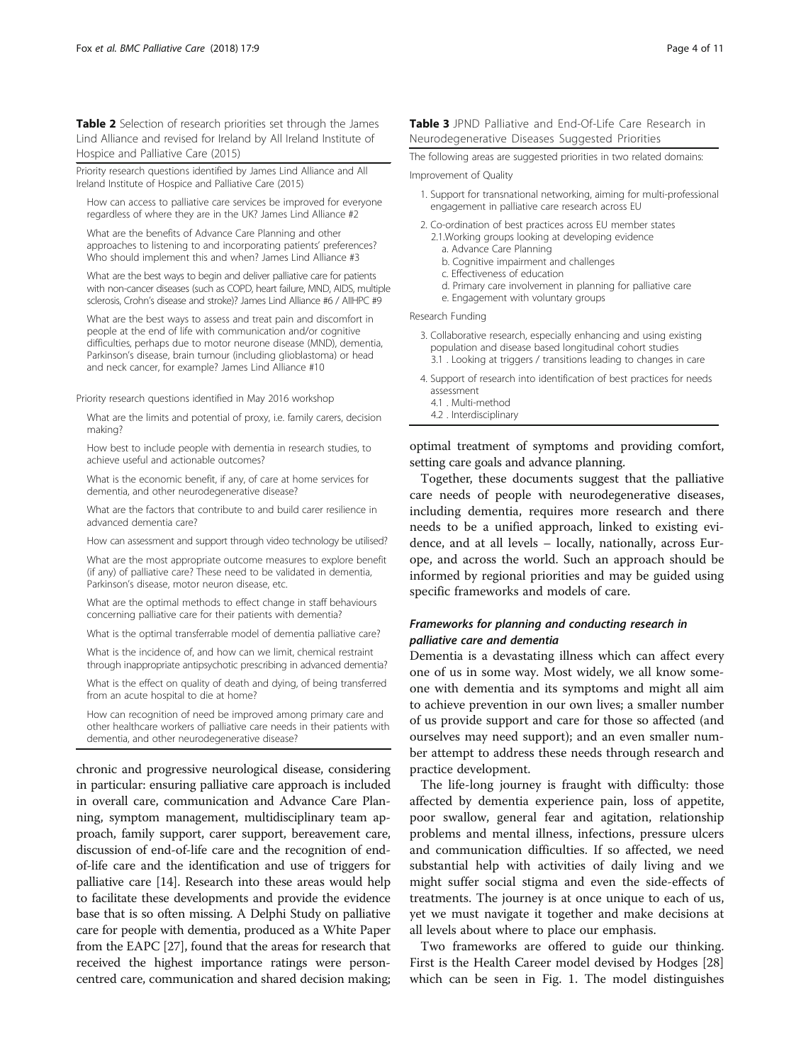**Table 2** Selection of research priorities set through the James Lind Alliance and revised for Ireland by All Ireland Institute of Hospice and Palliative Care (2015)

| Priority research questions identified by James Lind Alliance and All Ireland Institute of Hospice and Palliative Care (2015) |
| --- |
| How can access to palliative care services be improved for everyone regardless of where they are in the UK? James Lind Alliance #2 |
| What are the benefits of Advance Care Planning and other approaches to listening to and incorporating patients' preferences? Who should implement this and when? James Lind Alliance #3 |
| What are the best ways to begin and deliver palliative care for patients with non-cancer diseases (such as COPD, heart failure, MND, AIDS, multiple sclerosis, Crohn's disease and stroke)? James Lind Alliance #6 / AIIHPC #9 |
| What are the best ways to assess and treat pain and discomfort in people at the end of life with communication and/or cognitive difficulties, perhaps due to motor neurone disease (MND), dementia, Parkinson's disease, brain tumour (including glioblastoma) or head and neck cancer, for example? James Lind Alliance #10 |
| **Priority research questions identified in May 2016 workshop** |
| What are the limits and potential of proxy, i.e. family carers, decision making? |
| How best to include people with dementia in research studies, to achieve useful and actionable outcomes? |
| What is the economic benefit, if any, of care at home services for dementia, and other neurodegenerative disease? |
| What are the factors that contribute to and build carer resilience in advanced dementia care? |
| How can assessment and support through video technology be utilised? |
| What are the most appropriate outcome measures to explore benefit (if any) of palliative care? These need to be validated in dementia, Parkinson's disease, motor neuron disease, etc. |
| What are the optimal methods to effect change in staff behaviours concerning palliative care for their patients with dementia? |
| What is the optimal transferrable model of dementia palliative care? |
| What is the incidence of, and how can we limit, chemical restraint through inappropriate antipsychotic prescribing in advanced dementia? |
| What is the effect on quality of death and dying, of being transferred from an acute hospital to die at home? |
| How can recognition of need be improved among primary care and other healthcare workers of palliative care needs in their patients with dementia, and other neurodegenerative disease? |

chronic and progressive neurological disease, considering in particular: ensuring palliative care approach is included in overall care, communication and Advance Care Planning, symptom management, multidisciplinary team approach, family support, carer support, bereavement care, discussion of end-of-life care and the recognition of end-of-life care and the identification and use of triggers for palliative care [14]. Research into these areas would help to facilitate these developments and provide the evidence base that is so often missing. A Delphi Study on palliative care for people with dementia, produced as a White Paper from the EAPC [27], found that the areas for research that received the highest importance ratings were person-centred care, communication and shared decision making;

**Table 3** JPND Palliative and End-Of-Life Care Research in Neurodegenerative Diseases Suggested Priorities

The following areas are suggested priorities in two related domains:

Improvement of Quality

1. Support for transnational networking, aiming for multi-professional engagement in palliative care research across EU
2. Co-ordination of best practices across EU member states
   - 2.1. Working groups looking at developing evidence
     - a. Advance Care Planning
     - b. Cognitive impairment and challenges
     - c. Effectiveness of education
     - d. Primary care involvement in planning for palliative care
     - e. Engagement with voluntary groups

Research Funding

3. Collaborative research, especially enhancing and using existing population and disease based longitudinal cohort studies
   - 3.1 . Looking at triggers / transitions leading to changes in care
4. Support of research into identification of best practices for needs assessment
   - 4.1 . Multi-method
   - 4.2 . Interdisciplinary

optimal treatment of symptoms and providing comfort, setting care goals and advance planning.

Together, these documents suggest that the palliative care needs of people with neurodegenerative diseases, including dementia, requires more research and there needs to be a unified approach, linked to existing evidence, and at all levels – locally, nationally, across Europe, and across the world. Such an approach should be informed by regional priorities and may be guided using specific frameworks and models of care.

### *Frameworks for planning and conducting research in palliative care and dementia*

Dementia is a devastating illness which can affect every one of us in some way. Most widely, we all know someone with dementia and its symptoms and might all aim to achieve prevention in our own lives; a smaller number of us provide support and care for those so affected (and ourselves may need support); and an even smaller number attempt to address these needs through research and practice development.

The life-long journey is fraught with difficulty: those affected by dementia experience pain, loss of appetite, poor swallow, general fear and agitation, relationship problems and mental illness, infections, pressure ulcers and communication difficulties. If so affected, we need substantial help with activities of daily living and we might suffer social stigma and even the side-effects of treatments. The journey is at once unique to each of us, yet we must navigate it together and make decisions at all levels about where to place our emphasis.

Two frameworks are offered to guide our thinking. First is the Health Career model devised by Hodges [28] which can be seen in Fig. 1. The model distinguishes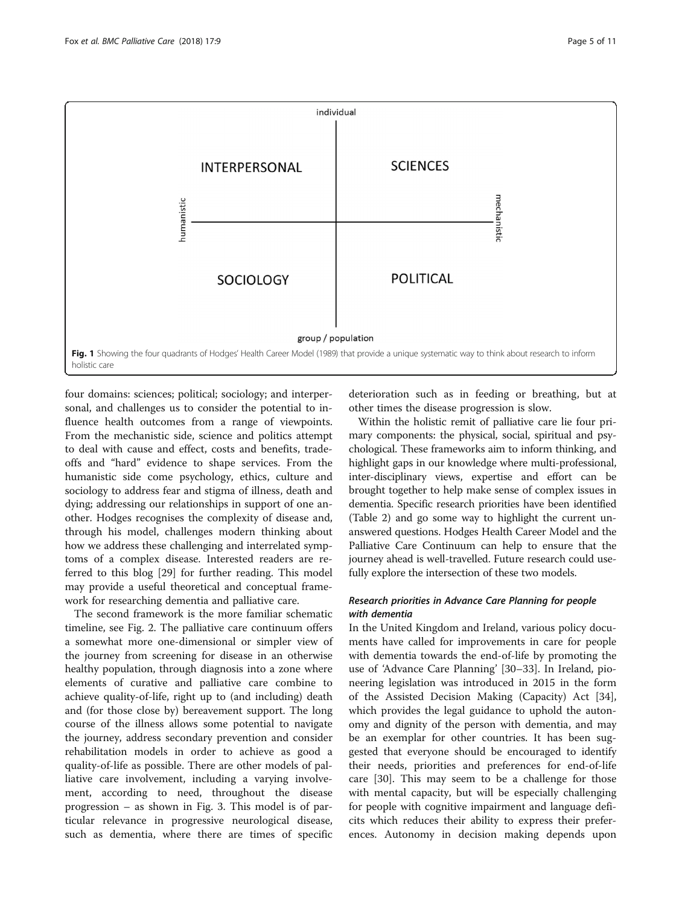individual

INTERPERSONAL

SCIENCES

humanistic

mechanistic

SOCIOLOGY

POLITICAL

group / population

**Fig. 1** Showing the four quadrants of Hodges' Health Career Model (1989) that provide a unique systematic way to think about research to inform holistic care

four domains: sciences; political; sociology; and interpersonal, and challenges us to consider the potential to influence health outcomes from a range of viewpoints. From the mechanistic side, science and politics attempt to deal with cause and effect, costs and benefits, tradeoffs and "hard" evidence to shape services. From the humanistic side come psychology, ethics, culture and sociology to address fear and stigma of illness, death and dying; addressing our relationships in support of one another. Hodges recognises the complexity of disease and, through his model, challenges modern thinking about how we address these challenging and interrelated symptoms of a complex disease. Interested readers are referred to this blog [29] for further reading. This model may provide a useful theoretical and conceptual framework for researching dementia and palliative care.

The second framework is the more familiar schematic timeline, see Fig. 2. The palliative care continuum offers a somewhat more one-dimensional or simpler view of the journey from screening for disease in an otherwise healthy population, through diagnosis into a zone where elements of curative and palliative care combine to achieve quality-of-life, right up to (and including) death and (for those close by) bereavement support. The long course of the illness allows some potential to navigate the journey, address secondary prevention and consider rehabilitation models in order to achieve as good a quality-of-life as possible. There are other models of palliative care involvement, including a varying involvement, according to need, throughout the disease progression – as shown in Fig. 3. This model is of particular relevance in progressive neurological disease, such as dementia, where there are times of specific deterioration such as in feeding or breathing, but at other times the disease progression is slow.

Within the holistic remit of palliative care lie four primary components: the physical, social, spiritual and psychological. These frameworks aim to inform thinking, and highlight gaps in our knowledge where multi-professional, inter-disciplinary views, expertise and effort can be brought together to help make sense of complex issues in dementia. Specific research priorities have been identified (Table 2) and go some way to highlight the current unanswered questions. Hodges Health Career Model and the Palliative Care Continuum can help to ensure that the journey ahead is well-travelled. Future research could usefully explore the intersection of these two models.

### *Research priorities in Advance Care Planning for people with dementia*

In the United Kingdom and Ireland, various policy documents have called for improvements in care for people with dementia towards the end-of-life by promoting the use of 'Advance Care Planning' [30–33]. In Ireland, pioneering legislation was introduced in 2015 in the form of the Assisted Decision Making (Capacity) Act [34], which provides the legal guidance to uphold the autonomy and dignity of the person with dementia, and may be an exemplar for other countries. It has been suggested that everyone should be encouraged to identify their needs, priorities and preferences for end-of-life care [30]. This may seem to be a challenge for those with mental capacity, but will be especially challenging for people with cognitive impairment and language deficits which reduces their ability to express their preferences. Autonomy in decision making depends upon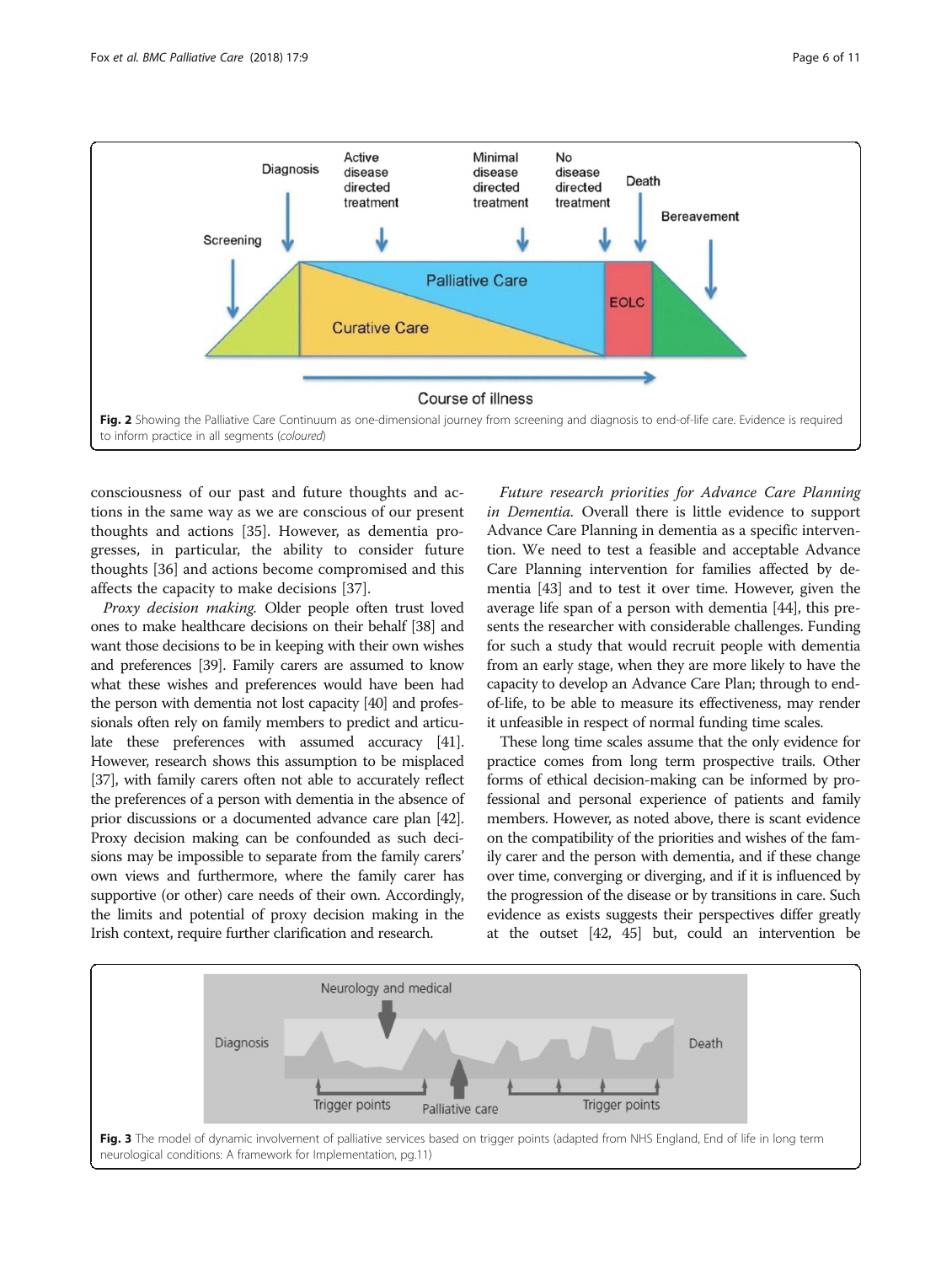Fig. 2 Showing the Palliative Care Continuum as one-dimensional journey from screening and diagnosis to end-of-life care. Evidence is required to inform practice in all segments (*coloured*)

consciousness of our past and future thoughts and actions in the same way as we are conscious of our present thoughts and actions [35]. However, as dementia progresses, in particular, the ability to consider future thoughts [36] and actions become compromised and this affects the capacity to make decisions [37].

*Proxy decision making.* Older people often trust loved ones to make healthcare decisions on their behalf [38] and want those decisions to be in keeping with their own wishes and preferences [39]. Family carers are assumed to know what these wishes and preferences would have been had the person with dementia not lost capacity [40] and professionals often rely on family members to predict and articulate these preferences with assumed accuracy [41]. However, research shows this assumption to be misplaced [37], with family carers often not able to accurately reflect the preferences of a person with dementia in the absence of prior discussions or a documented advance care plan [42]. Proxy decision making can be confounded as such decisions may be impossible to separate from the family carers' own views and furthermore, where the family carer has supportive (or other) care needs of their own. Accordingly, the limits and potential of proxy decision making in the Irish context, require further clarification and research.

*Future research priorities for Advance Care Planning in Dementia.* Overall there is little evidence to support Advance Care Planning in dementia as a specific intervention. We need to test a feasible and acceptable Advance Care Planning intervention for families affected by dementia [43] and to test it over time. However, given the average life span of a person with dementia [44], this presents the researcher with considerable challenges. Funding for such a study that would recruit people with dementia from an early stage, when they are more likely to have the capacity to develop an Advance Care Plan; through to end-of-life, to be able to measure its effectiveness, may render it unfeasible in respect of normal funding time scales.

These long time scales assume that the only evidence for practice comes from long term prospective trails. Other forms of ethical decision-making can be informed by professional and personal experience of patients and family members. However, as noted above, there is scant evidence on the compatibility of the priorities and wishes of the family carer and the person with dementia, and if these change over time, converging or diverging, and if it is influenced by the progression of the disease or by transitions in care. Such evidence as exists suggests their perspectives differ greatly at the outset [42, 45] but, could an intervention be

Fig. 3 The model of dynamic involvement of palliative services based on trigger points (adapted from NHS England, End of life in long term neurological conditions: A framework for Implementation, pg.11)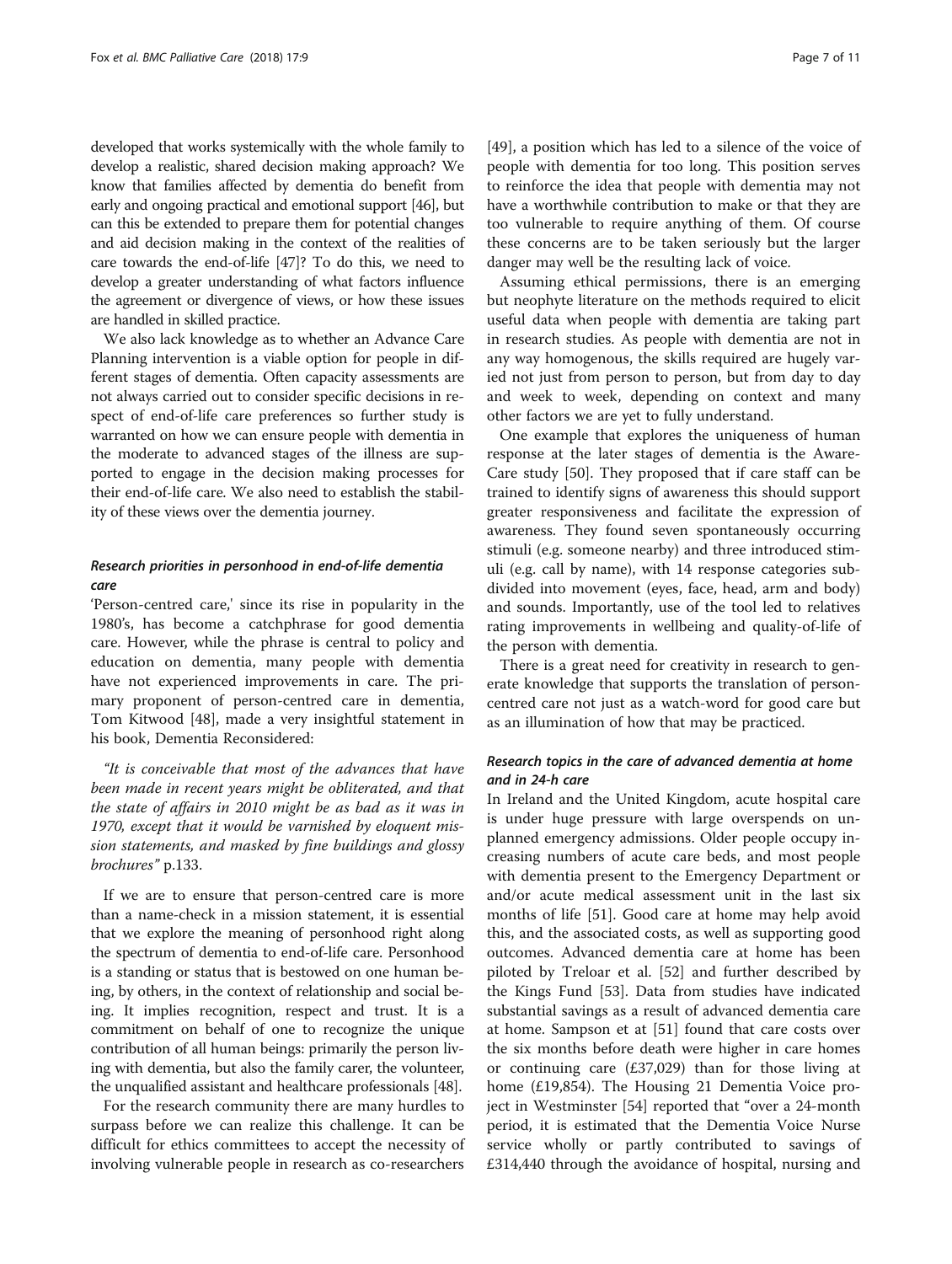developed that works systemically with the whole family to develop a realistic, shared decision making approach? We know that families affected by dementia do benefit from early and ongoing practical and emotional support [46], but can this be extended to prepare them for potential changes and aid decision making in the context of the realities of care towards the end-of-life [47]? To do this, we need to develop a greater understanding of what factors influence the agreement or divergence of views, or how these issues are handled in skilled practice.

We also lack knowledge as to whether an Advance Care Planning intervention is a viable option for people in different stages of dementia. Often capacity assessments are not always carried out to consider specific decisions in respect of end-of-life care preferences so further study is warranted on how we can ensure people with dementia in the moderate to advanced stages of the illness are supported to engage in the decision making processes for their end-of-life care. We also need to establish the stability of these views over the dementia journey.

### *Research priorities in personhood in end-of-life dementia care*

'Person-centred care,' since its rise in popularity in the 1980's, has become a catchphrase for good dementia care. However, while the phrase is central to policy and education on dementia, many people with dementia have not experienced improvements in care. The primary proponent of person-centred care in dementia, Tom Kitwood [48], made a very insightful statement in his book, Dementia Reconsidered:

> *"It is conceivable that most of the advances that have been made in recent years might be obliterated, and that the state of affairs in 2010 might be as bad as it was in 1970, except that it would be varnished by eloquent mission statements, and masked by fine buildings and glossy brochures"* p.133.

If we are to ensure that person-centred care is more than a name-check in a mission statement, it is essential that we explore the meaning of personhood right along the spectrum of dementia to end-of-life care. Personhood is a standing or status that is bestowed on one human being, by others, in the context of relationship and social being. It implies recognition, respect and trust. It is a commitment on behalf of one to recognize the unique contribution of all human beings: primarily the person living with dementia, but also the family carer, the volunteer, the unqualified assistant and healthcare professionals [48].

For the research community there are many hurdles to surpass before we can realize this challenge. It can be difficult for ethics committees to accept the necessity of involving vulnerable people in research as co-researchers [49], a position which has led to a silence of the voice of people with dementia for too long. This position serves to reinforce the idea that people with dementia may not have a worthwhile contribution to make or that they are too vulnerable to require anything of them. Of course these concerns are to be taken seriously but the larger danger may well be the resulting lack of voice.

Assuming ethical permissions, there is an emerging but neophyte literature on the methods required to elicit useful data when people with dementia are taking part in research studies. As people with dementia are not in any way homogenous, the skills required are hugely varied not just from person to person, but from day to day and week to week, depending on context and many other factors we are yet to fully understand.

One example that explores the uniqueness of human response at the later stages of dementia is the Aware-Care study [50]. They proposed that if care staff can be trained to identify signs of awareness this should support greater responsiveness and facilitate the expression of awareness. They found seven spontaneously occurring stimuli (e.g. someone nearby) and three introduced stimuli (e.g. call by name), with 14 response categories subdivided into movement (eyes, face, head, arm and body) and sounds. Importantly, use of the tool led to relatives rating improvements in wellbeing and quality-of-life of the person with dementia.

There is a great need for creativity in research to generate knowledge that supports the translation of person-centred care not just as a watch-word for good care but as an illumination of how that may be practiced.

### *Research topics in the care of advanced dementia at home and in 24-h care*

In Ireland and the United Kingdom, acute hospital care is under huge pressure with large overspends on unplanned emergency admissions. Older people occupy increasing numbers of acute care beds, and most people with dementia present to the Emergency Department or and/or acute medical assessment unit in the last six months of life [51]. Good care at home may help avoid this, and the associated costs, as well as supporting good outcomes. Advanced dementia care at home has been piloted by Treloar et al. [52] and further described by the Kings Fund [53]. Data from studies have indicated substantial savings as a result of advanced dementia care at home. Sampson et at [51] found that care costs over the six months before death were higher in care homes or continuing care (£37,029) than for those living at home (£19,854). The Housing 21 Dementia Voice project in Westminster [54] reported that "over a 24-month period, it is estimated that the Dementia Voice Nurse service wholly or partly contributed to savings of £314,440 through the avoidance of hospital, nursing and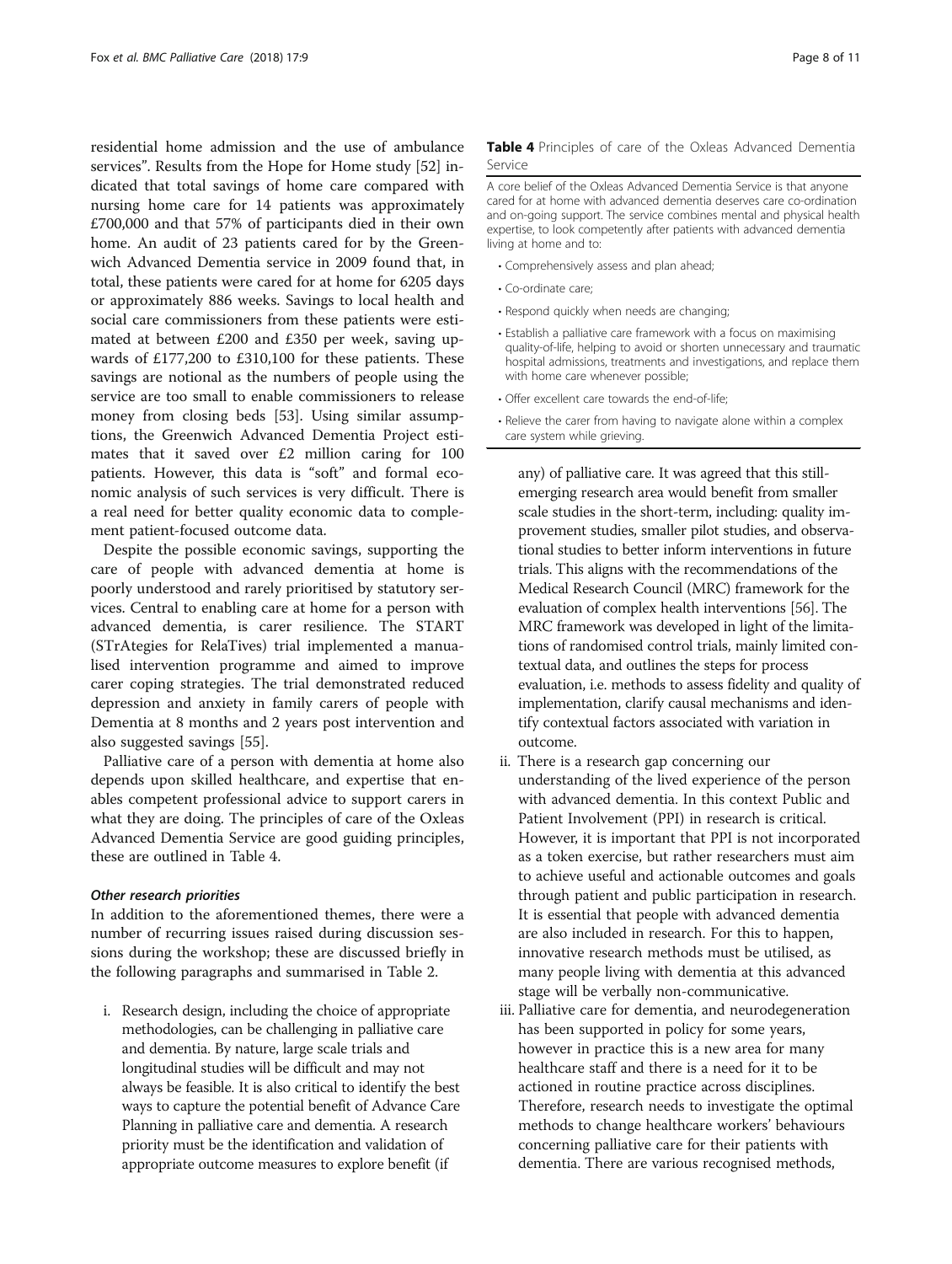residential home admission and the use of ambulance services". Results from the Hope for Home study [52] indicated that total savings of home care compared with nursing home care for 14 patients was approximately £700,000 and that 57% of participants died in their own home. An audit of 23 patients cared for by the Greenwich Advanced Dementia service in 2009 found that, in total, these patients were cared for at home for 6205 days or approximately 886 weeks. Savings to local health and social care commissioners from these patients were estimated at between £200 and £350 per week, saving upwards of £177,200 to £310,100 for these patients. These savings are notional as the numbers of people using the service are too small to enable commissioners to release money from closing beds [53]. Using similar assumptions, the Greenwich Advanced Dementia Project estimates that it saved over £2 million caring for 100 patients. However, this data is "soft" and formal economic analysis of such services is very difficult. There is a real need for better quality economic data to complement patient-focused outcome data.

Despite the possible economic savings, supporting the care of people with advanced dementia at home is poorly understood and rarely prioritised by statutory services. Central to enabling care at home for a person with advanced dementia, is carer resilience. The START (STrAtegies for RelaTives) trial implemented a manualised intervention programme and aimed to improve carer coping strategies. The trial demonstrated reduced depression and anxiety in family carers of people with Dementia at 8 months and 2 years post intervention and also suggested savings [55].

Palliative care of a person with dementia at home also depends upon skilled healthcare, and expertise that enables competent professional advice to support carers in what they are doing. The principles of care of the Oxleas Advanced Dementia Service are good guiding principles, these are outlined in Table 4.

**Table 4** Principles of care of the Oxleas Advanced Dementia Service

A core belief of the Oxleas Advanced Dementia Service is that anyone cared for at home with advanced dementia deserves care co-ordination and on-going support. The service combines mental and physical health expertise, to look competently after patients with advanced dementia living at home and to:

- Comprehensively assess and plan ahead;
- Co-ordinate care;
- Respond quickly when needs are changing;
- Establish a palliative care framework with a focus on maximising quality-of-life, helping to avoid or shorten unnecessary and traumatic hospital admissions, treatments and investigations, and replace them with home care whenever possible;
- Offer excellent care towards the end-of-life;
- Relieve the carer from having to navigate alone within a complex care system while grieving.

### *Other research priorities*

In addition to the aforementioned themes, there were a number of recurring issues raised during discussion sessions during the workshop; these are discussed briefly in the following paragraphs and summarised in Table 2.

i. Research design, including the choice of appropriate methodologies, can be challenging in palliative care and dementia. By nature, large scale trials and longitudinal studies will be difficult and may not always be feasible. It is also critical to identify the best ways to capture the potential benefit of Advance Care Planning in palliative care and dementia. A research priority must be the identification and validation of appropriate outcome measures to explore benefit (if any) of palliative care. It was agreed that this still-emerging research area would benefit from smaller scale studies in the short-term, including: quality improvement studies, smaller pilot studies, and observational studies to better inform interventions in future trials. This aligns with the recommendations of the Medical Research Council (MRC) framework for the evaluation of complex health interventions [56]. The MRC framework was developed in light of the limitations of randomised control trials, mainly limited contextual data, and outlines the steps for process evaluation, i.e. methods to assess fidelity and quality of implementation, clarify causal mechanisms and identify contextual factors associated with variation in outcome.

ii. There is a research gap concerning our understanding of the lived experience of the person with advanced dementia. In this context Public and Patient Involvement (PPI) in research is critical. However, it is important that PPI is not incorporated as a token exercise, but rather researchers must aim to achieve useful and actionable outcomes and goals through patient and public participation in research. It is essential that people with advanced dementia are also included in research. For this to happen, innovative research methods must be utilised, as many people living with dementia at this advanced stage will be verbally non-communicative.

iii. Palliative care for dementia, and neurodegeneration has been supported in policy for some years, however in practice this is a new area for many healthcare staff and there is a need for it to be actioned in routine practice across disciplines. Therefore, research needs to investigate the optimal methods to change healthcare workers' behaviours concerning palliative care for their patients with dementia. There are various recognised methods,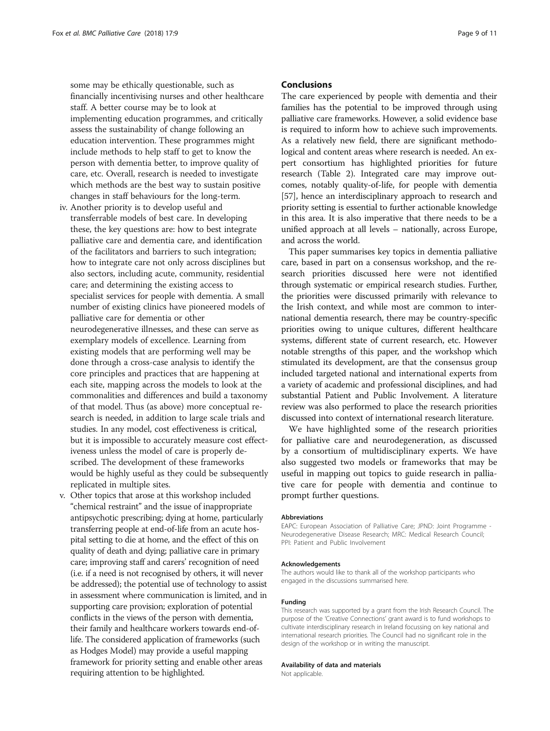some may be ethically questionable, such as financially incentivising nurses and other healthcare staff. A better course may be to look at implementing education programmes, and critically assess the sustainability of change following an education intervention. These programmes might include methods to help staff to get to know the person with dementia better, to improve quality of care, etc. Overall, research is needed to investigate which methods are the best way to sustain positive changes in staff behaviours for the long-term.

iv. Another priority is to develop useful and transferrable models of best care. In developing these, the key questions are: how to best integrate palliative care and dementia care, and identification of the facilitators and barriers to such integration; how to integrate care not only across disciplines but also sectors, including acute, community, residential care; and determining the existing access to specialist services for people with dementia. A small number of existing clinics have pioneered models of palliative care for dementia or other neurodegenerative illnesses, and these can serve as exemplary models of excellence. Learning from existing models that are performing well may be done through a cross-case analysis to identify the core principles and practices that are happening at each site, mapping across the models to look at the commonalities and differences and build a taxonomy of that model. Thus (as above) more conceptual research is needed, in addition to large scale trials and studies. In any model, cost effectiveness is critical, but it is impossible to accurately measure cost effectiveness unless the model of care is properly described. The development of these frameworks would be highly useful as they could be subsequently replicated in multiple sites.

v. Other topics that arose at this workshop included "chemical restraint" and the issue of inappropriate antipsychotic prescribing; dying at home, particularly transferring people at end-of-life from an acute hospital setting to die at home, and the effect of this on quality of death and dying; palliative care in primary care; improving staff and carers' recognition of need (i.e. if a need is not recognised by others, it will never be addressed); the potential use of technology to assist in assessment where communication is limited, and in supporting care provision; exploration of potential conflicts in the views of the person with dementia, their family and healthcare workers towards end-of-life. The considered application of frameworks (such as Hodges Model) may provide a useful mapping framework for priority setting and enable other areas requiring attention to be highlighted.

## Conclusions

The care experienced by people with dementia and their families has the potential to be improved through using palliative care frameworks. However, a solid evidence base is required to inform how to achieve such improvements. As a relatively new field, there are significant methodological and content areas where research is needed. An expert consortium has highlighted priorities for future research (Table 2). Integrated care may improve outcomes, notably quality-of-life, for people with dementia [57], hence an interdisciplinary approach to research and priority setting is essential to further actionable knowledge in this area. It is also imperative that there needs to be a unified approach at all levels – nationally, across Europe, and across the world.

This paper summarises key topics in dementia palliative care, based in part on a consensus workshop, and the research priorities discussed here were not identified through systematic or empirical research studies. Further, the priorities were discussed primarily with relevance to the Irish context, and while most are common to international dementia research, there may be country-specific priorities owing to unique cultures, different healthcare systems, different state of current research, etc. However notable strengths of this paper, and the workshop which stimulated its development, are that the consensus group included targeted national and international experts from a variety of academic and professional disciplines, and had substantial Patient and Public Involvement. A literature review was also performed to place the research priorities discussed into context of international research literature.

We have highlighted some of the research priorities for palliative care and neurodegeneration, as discussed by a consortium of multidisciplinary experts. We have also suggested two models or frameworks that may be useful in mapping out topics to guide research in palliative care for people with dementia and continue to prompt further questions.

#### Abbreviations

EAPC: European Association of Palliative Care; JPND: Joint Programme - Neurodegenerative Disease Research; MRC: Medical Research Council; PPI: Patient and Public Involvement

#### Acknowledgements

The authors would like to thank all of the workshop participants who engaged in the discussions summarised here.

#### Funding

This research was supported by a grant from the Irish Research Council. The purpose of the 'Creative Connections' grant award is to fund workshops to cultivate interdisciplinary research in Ireland focussing on key national and international research priorities. The Council had no significant role in the design of the workshop or in writing the manuscript.

#### Availability of data and materials

Not applicable.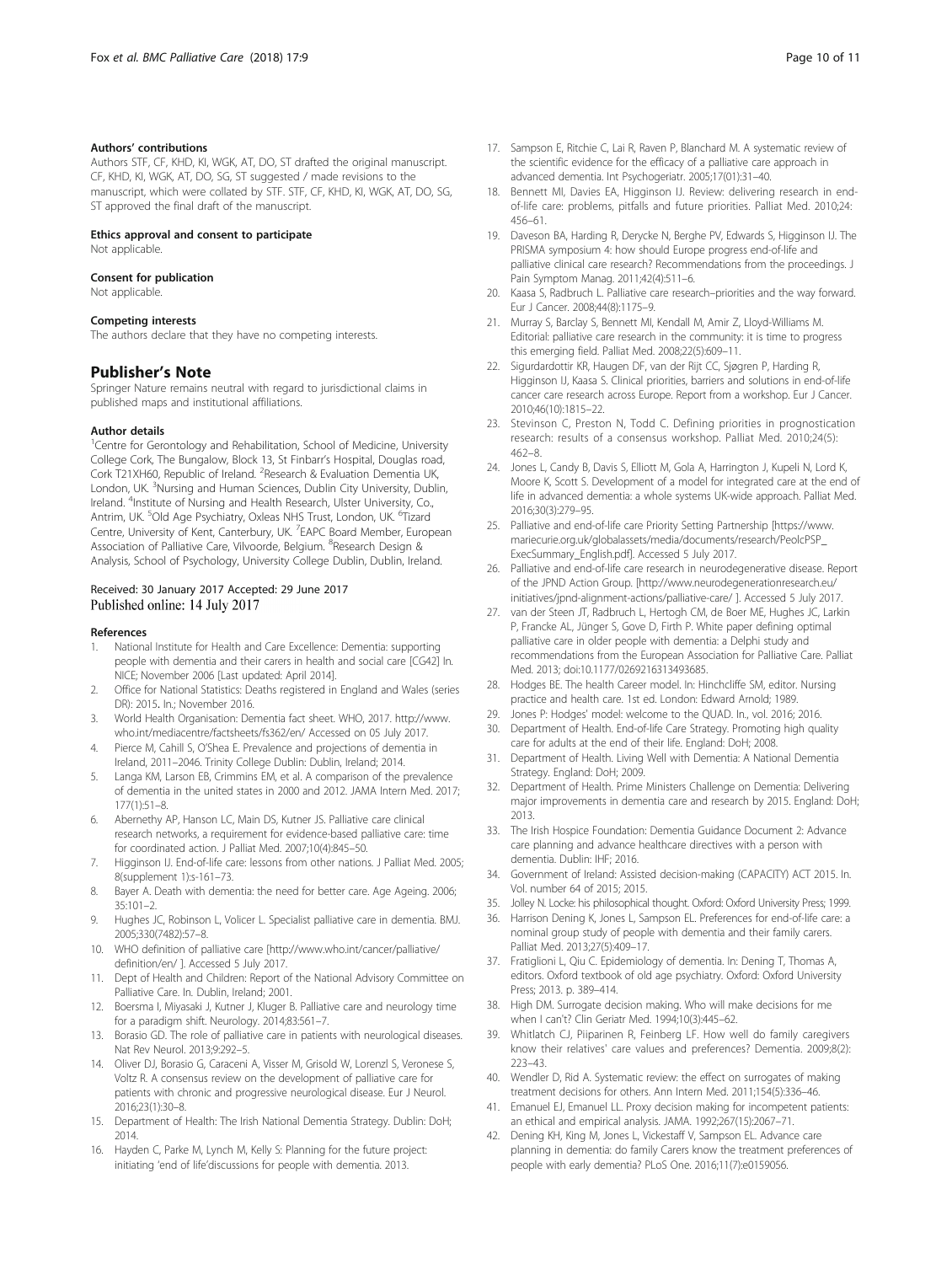### Authors' contributions

Authors STF, CF, KHD, KI, WGK, AT, DO, ST drafted the original manuscript. CF, KHD, KI, WGK, AT, DO, SG, ST suggested / made revisions to the manuscript, which were collated by STF. STF, CF, KHD, KI, WGK, AT, DO, SG, ST approved the final draft of the manuscript.

### Ethics approval and consent to participate

Not applicable.

### Consent for publication

Not applicable.

### Competing interests

The authors declare that they have no competing interests.

## Publisher's Note

Springer Nature remains neutral with regard to jurisdictional claims in published maps and institutional affiliations.

### Author details

[1]Centre for Gerontology and Rehabilitation, School of Medicine, University College Cork, The Bungalow, Block 13, St Finbarr's Hospital, Douglas road, Cork T21XH60, Republic of Ireland. [2]Research & Evaluation Dementia UK, London, UK. [3]Nursing and Human Sciences, Dublin City University, Dublin, Ireland. [4]Institute of Nursing and Health Research, Ulster University, Co., Antrim, UK. [5]Old Age Psychiatry, Oxleas NHS Trust, London, UK. [6]Tizard Centre, University of Kent, Canterbury, UK. [7]EAPC Board Member, European Association of Palliative Care, Vilvoorde, Belgium. [8]Research Design & Analysis, School of Psychology, University College Dublin, Dublin, Ireland.

Received: 30 January 2017 Accepted: 29 June 2017
Published online: 14 July 2017

### References

1. National Institute for Health and Care Excellence: Dementia: supporting people with dementia and their carers in health and social care [CG42] In. NICE; November 2006 [Last updated: April 2014].
2. Office for National Statistics: Deaths registered in England and Wales (series DR): 2015. In.; November 2016.
3. World Health Organisation: Dementia fact sheet. WHO, 2017. http://www.who.int/mediacentre/factsheets/fs362/en/ Accessed on 05 July 2017.
4. Pierce M, Cahill S, O'Shea E. Prevalence and projections of dementia in Ireland, 2011–2046. Trinity College Dublin: Dublin, Ireland; 2014.
5. Langa KM, Larson EB, Crimmins EM, et al. A comparison of the prevalence of dementia in the united states in 2000 and 2012. JAMA Intern Med. 2017; 177(1):51–8.
6. Abernethy AP, Hanson LC, Main DS, Kutner JS. Palliative care clinical research networks, a requirement for evidence-based palliative care: time for coordinated action. J Palliat Med. 2007;10(4):845–50.
7. Higginson IJ. End-of-life care: lessons from other nations. J Palliat Med. 2005; 8(supplement 1):s-161–73.
8. Bayer A. Death with dementia: the need for better care. Age Ageing. 2006; 35:101–2.
9. Hughes JC, Robinson L, Volicer L. Specialist palliative care in dementia. BMJ. 2005;330(7482):57–8.
10. WHO definition of palliative care [http://www.who.int/cancer/palliative/definition/en/ ]. Accessed 5 July 2017.
11. Dept of Health and Children: Report of the National Advisory Committee on Palliative Care. In. Dublin, Ireland; 2001.
12. Boersma I, Miyasaki J, Kutner J, Kluger B. Palliative care and neurology time for a paradigm shift. Neurology. 2014;83:561–7.
13. Borasio GD. The role of palliative care in patients with neurological diseases. Nat Rev Neurol. 2013;9:292–5.
14. Oliver DJ, Borasio G, Caraceni A, Visser M, Grisold W, Lorenzl S, Veronese S, Voltz R. A consensus review on the development of palliative care for patients with chronic and progressive neurological disease. Eur J Neurol. 2016;23(1):30–8.
15. Department of Health: The Irish National Dementia Strategy. Dublin: DoH; 2014.
16. Hayden C, Parke M, Lynch M, Kelly S: Planning for the future project: initiating 'end of life'discussions for people with dementia. 2013.
17. Sampson E, Ritchie C, Lai R, Raven P, Blanchard M. A systematic review of the scientific evidence for the efficacy of a palliative care approach in advanced dementia. Int Psychogeriatr. 2005;17(01):31–40.
18. Bennett MI, Davies EA, Higginson IJ. Review: delivering research in end-of-life care: problems, pitfalls and future priorities. Palliat Med. 2010;24: 456–61.
19. Daveson BA, Harding R, Derycke N, Berghe PV, Edwards S, Higginson IJ. The PRISMA symposium 4: how should Europe progress end-of-life and palliative clinical care research? Recommendations from the proceedings. J Pain Symptom Manag. 2011;42(4):511–6.
20. Kaasa S, Radbruch L. Palliative care research–priorities and the way forward. Eur J Cancer. 2008;44(8):1175–9.
21. Murray S, Barclay S, Bennett MI, Kendall M, Amir Z, Lloyd-Williams M. Editorial: palliative care research in the community: it is time to progress this emerging field. Palliat Med. 2008;22(5):609–11.
22. Sigurdardottir KR, Haugen DF, van der Rijt CC, Sjøgren P, Harding R, Higginson IJ, Kaasa S. Clinical priorities, barriers and solutions in end-of-life cancer care research across Europe. Report from a workshop. Eur J Cancer. 2010;46(10):1815–22.
23. Stevinson C, Preston N, Todd C. Defining priorities in prognostication research: results of a consensus workshop. Palliat Med. 2010;24(5): 462–8.
24. Jones L, Candy B, Davis S, Elliott M, Gola A, Harrington J, Kupeli N, Lord K, Moore K, Scott S. Development of a model for integrated care at the end of life in advanced dementia: a whole systems UK-wide approach. Palliat Med. 2016;30(3):279–95.
25. Palliative and end-of-life care Priority Setting Partnership [https://www.mariecurie.org.uk/globalassets/media/documents/research/PeolcPSP_ExecSummary_English.pdf]. Accessed 5 July 2017.
26. Palliative and end-of-life care research in neurodegenerative disease. Report of the JPND Action Group. [http://www.neurodegenerationresearch.eu/initiatives/jpnd-alignment-actions/palliative-care/ ]. Accessed 5 July 2017.
27. van der Steen JT, Radbruch L, Hertogh CM, de Boer ME, Hughes JC, Larkin P, Francke AL, Jünger S, Gove D, Firth P. White paper defining optimal palliative care in older people with dementia: a Delphi study and recommendations from the European Association for Palliative Care. Palliat Med. 2013; doi:10.1177/0269216313493685.
28. Hodges BE. The health Career model. In: Hinchcliffe SM, editor. Nursing practice and health care. 1st ed. London: Edward Arnold; 1989.
29. Jones P: Hodges' model: welcome to the QUAD. In., vol. 2016; 2016.
30. Department of Health. End-of-life Care Strategy. Promoting high quality care for adults at the end of their life. England: DoH; 2008.
31. Department of Health. Living Well with Dementia: A National Dementia Strategy. England: DoH; 2009.
32. Department of Health. Prime Ministers Challenge on Dementia: Delivering major improvements in dementia care and research by 2015. England: DoH; 2013.
33. The Irish Hospice Foundation: Dementia Guidance Document 2: Advance care planning and advance healthcare directives with a person with dementia. Dublin: IHF; 2016.
34. Government of Ireland: Assisted decision-making (CAPACITY) ACT 2015. In. Vol. number 64 of 2015; 2015.
35. Jolley N. Locke: his philosophical thought. Oxford: Oxford University Press; 1999.
36. Harrison Dening K, Jones L, Sampson EL. Preferences for end-of-life care: a nominal group study of people with dementia and their family carers. Palliat Med. 2013;27(5):409–17.
37. Fratiglioni L, Qiu C. Epidemiology of dementia. In: Dening T, Thomas A, editors. Oxford textbook of old age psychiatry. Oxford: Oxford University Press; 2013. p. 389–414.
38. High DM. Surrogate decision making. Who will make decisions for me when I can't? Clin Geriatr Med. 1994;10(3):445–62.
39. Whitlatch CJ, Piiparinen R, Feinberg LF. How well do family caregivers know their relatives' care values and preferences? Dementia. 2009;8(2): 223–43.
40. Wendler D, Rid A. Systematic review: the effect on surrogates of making treatment decisions for others. Ann Intern Med. 2011;154(5):336–46.
41. Emanuel EJ, Emanuel LL. Proxy decision making for incompetent patients: an ethical and empirical analysis. JAMA. 1992;267(15):2067–71.
42. Dening KH, King M, Jones L, Vickestaff V, Sampson EL. Advance care planning in dementia: do family Carers know the treatment preferences of people with early dementia? PLoS One. 2016;11(7):e0159056.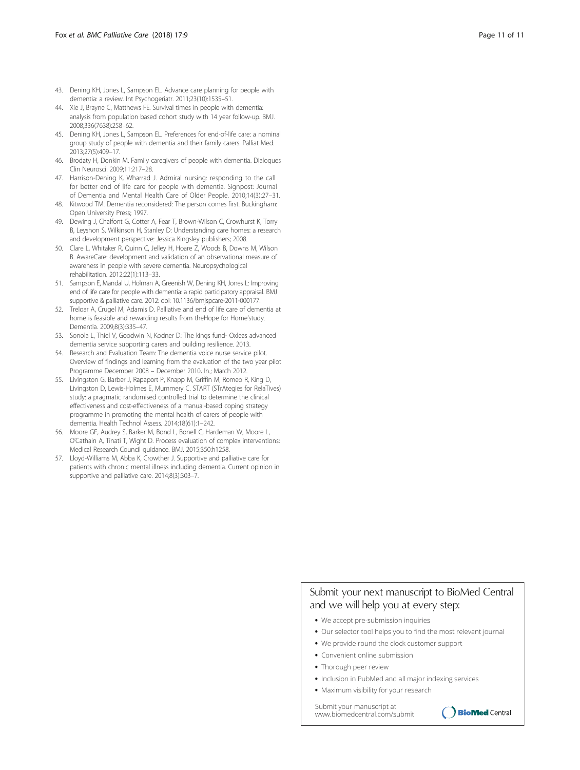43. Dening KH, Jones L, Sampson EL. Advance care planning for people with dementia: a review. Int Psychogeriatr. 2011;23(10):1535–51.
44. Xie J, Brayne C, Matthews FE. Survival times in people with dementia: analysis from population based cohort study with 14 year follow-up. BMJ. 2008;336(7638):258–62.
45. Dening KH, Jones L, Sampson EL. Preferences for end-of-life care: a nominal group study of people with dementia and their family carers. Palliat Med. 2013;27(5):409–17.
46. Brodaty H, Donkin M. Family caregivers of people with dementia. Dialogues Clin Neurosci. 2009;11:217–28.
47. Harrison-Dening K, Wharrad J. Admiral nursing: responding to the call for better end of life care for people with dementia. Signpost: Journal of Dementia and Mental Health Care of Older People. 2010;14(3):27–31.
48. Kitwood TM. Dementia reconsidered: The person comes first. Buckingham: Open University Press; 1997.
49. Dewing J, Chalfont G, Cotter A, Fear T, Brown-Wilson C, Crowhurst K, Torry B, Leyshon S, Wilkinson H, Stanley D: Understanding care homes: a research and development perspective: Jessica Kingsley publishers; 2008.
50. Clare L, Whitaker R, Quinn C, Jelley H, Hoare Z, Woods B, Downs M, Wilson B. AwareCare: development and validation of an observational measure of awareness in people with severe dementia. Neuropsychological rehabilitation. 2012;22(1):113–33.
51. Sampson E, Mandal U, Holman A, Greenish W, Dening KH, Jones L: Improving end of life care for people with dementia: a rapid participatory appraisal. BMJ supportive & palliative care. 2012: doi: 10.1136/bmjspcare-2011-000177.
52. Treloar A, Crugel M, Adamis D. Palliative and end of life care of dementia at home is feasible and rewarding results from theHope for Home'study. Dementia. 2009;8(3):335–47.
53. Sonola L, Thiel V, Goodwin N, Kodner D: The kings fund- Oxleas advanced dementia service supporting carers and building resilience. 2013.
54. Research and Evaluation Team: The dementia voice nurse service pilot. Overview of findings and learning from the evaluation of the two year pilot Programme December 2008 – December 2010. In.; March 2012.
55. Livingston G, Barber J, Rapaport P, Knapp M, Griffin M, Romeo R, King D, Livingston D, Lewis-Holmes E, Mummery C. START (STrAtegies for RelaTives) study: a pragmatic randomised controlled trial to determine the clinical effectiveness and cost-effectiveness of a manual-based coping strategy programme in promoting the mental health of carers of people with dementia. Health Technol Assess. 2014;18(61):1–242.
56. Moore GF, Audrey S, Barker M, Bond L, Bonell C, Hardeman W, Moore L, O'Cathain A, Tinati T, Wight D. Process evaluation of complex interventions: Medical Research Council guidance. BMJ. 2015;350:h1258.
57. Lloyd-Williams M, Abba K, Crowther J. Supportive and palliative care for patients with chronic mental illness including dementia. Current opinion in supportive and palliative care. 2014;8(3):303–7.

Submit your next manuscript to BioMed Central and we will help you at every step:

- We accept pre-submission inquiries
- Our selector tool helps you to find the most relevant journal
- We provide round the clock customer support
- Convenient online submission
- Thorough peer review
- Inclusion in PubMed and all major indexing services
- Maximum visibility for your research

Submit your manuscript at www.biomedcentral.com/submit

BioMed Central